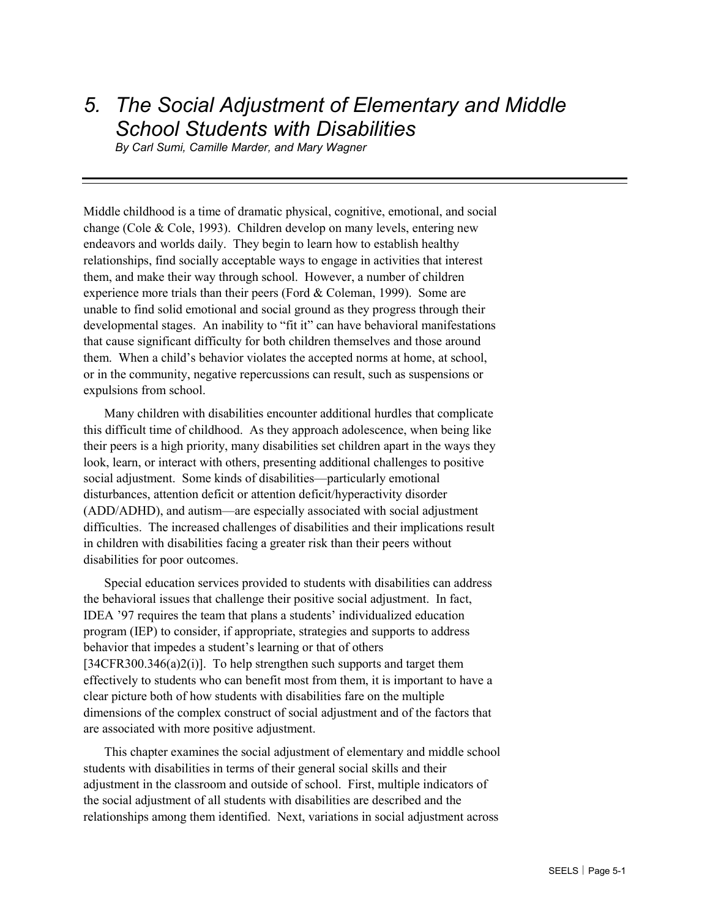# 5. The Social Adjustment of Elementary and Middle School Students with Disabilities

*By Carl Sumi, Camille Marder, and Mary Wagner*

Middle childhood is a time of dramatic physical, cognitive, emotional, and social change (Cole & Cole, 1993). Children develop on many levels, entering new endeavors and worlds daily. They begin to learn how to establish healthy relationships, find socially acceptable ways to engage in activities that interest them, and make their way through school. However, a number of children experience more trials than their peers (Ford & Coleman, 1999). Some are unable to find solid emotional and social ground as they progress through their developmental stages. An inability to "fit it" can have behavioral manifestations that cause significant difficulty for both children themselves and those around them. When a child's behavior violates the accepted norms at home, at school, or in the community, negative repercussions can result, such as suspensions or expulsions from school.

Many children with disabilities encounter additional hurdles that complicate this difficult time of childhood. As they approach adolescence, when being like their peers is a high priority, many disabilities set children apart in the ways they look, learn, or interact with others, presenting additional challenges to positive social adjustment. Some kinds of disabilities—particularly emotional disturbances, attention deficit or attention deficit/hyperactivity disorder (ADD/ADHD), and autism—are especially associated with social adjustment difficulties. The increased challenges of disabilities and their implications result in children with disabilities facing a greater risk than their peers without disabilities for poor outcomes.

Special education services provided to students with disabilities can address the behavioral issues that challenge their positive social adjustment. In fact, IDEA '97 requires the team that plans a students' individualized education program (IEP) to consider, if appropriate, strategies and supports to address behavior that impedes a student's learning or that of others [34CFR300.346(a)2(i)]. To help strengthen such supports and target them effectively to students who can benefit most from them, it is important to have a clear picture both of how students with disabilities fare on the multiple dimensions of the complex construct of social adjustment and of the factors that are associated with more positive adjustment.

This chapter examines the social adjustment of elementary and middle school students with disabilities in terms of their general social skills and their adjustment in the classroom and outside of school. First, multiple indicators of the social adjustment of all students with disabilities are described and the relationships among them identified. Next, variations in social adjustment across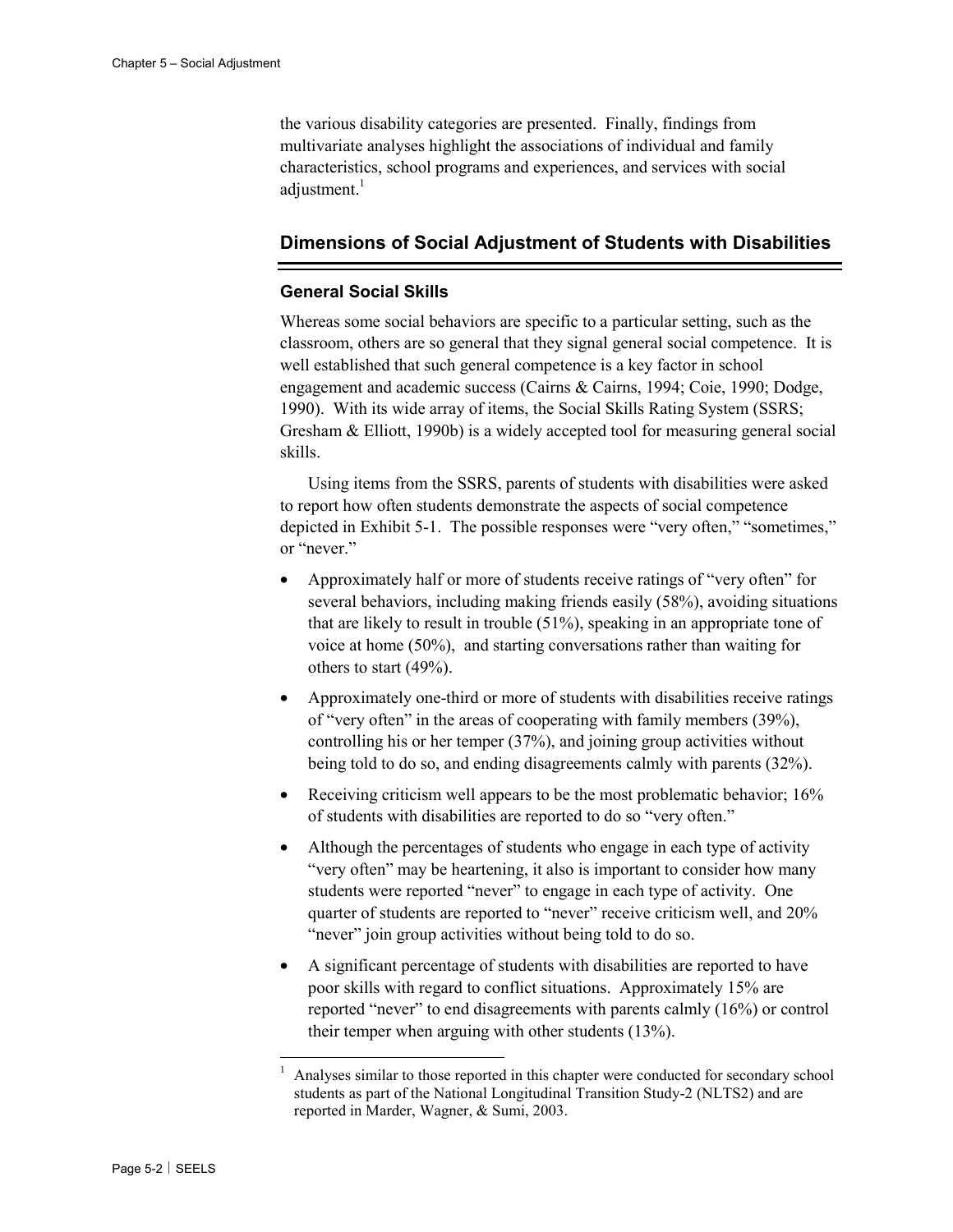the various disability categories are presented. Finally, findings from multivariate analyses highlight the associations of individual and family characteristics, school programs and experiences, and services with social adjustment.[1]

## Dimensions of Social Adjustment of Students with Disabilities

### General Social Skills

Whereas some social behaviors are specific to a particular setting, such as the classroom, others are so general that they signal general social competence. It is well established that such general competence is a key factor in school engagement and academic success (Cairns & Cairns, 1994; Coie, 1990; Dodge, 1990). With its wide array of items, the Social Skills Rating System (SSRS; Gresham & Elliott, 1990b) is a widely accepted tool for measuring general social skills.

Using items from the SSRS, parents of students with disabilities were asked to report how often students demonstrate the aspects of social competence depicted in Exhibit 5-1. The possible responses were "very often," "sometimes," or "never."

- Approximately half or more of students receive ratings of "very often" for several behaviors, including making friends easily (58%), avoiding situations that are likely to result in trouble (51%), speaking in an appropriate tone of voice at home (50%), and starting conversations rather than waiting for others to start (49%).
- Approximately one-third or more of students with disabilities receive ratings of "very often" in the areas of cooperating with family members (39%), controlling his or her temper (37%), and joining group activities without being told to do so, and ending disagreements calmly with parents (32%).
- Receiving criticism well appears to be the most problematic behavior; 16% of students with disabilities are reported to do so "very often."
- Although the percentages of students who engage in each type of activity "very often" may be heartening, it also is important to consider how many students were reported "never" to engage in each type of activity. One quarter of students are reported to "never" receive criticism well, and 20% "never" join group activities without being told to do so.
- A significant percentage of students with disabilities are reported to have poor skills with regard to conflict situations. Approximately 15% are reported "never" to end disagreements with parents calmly (16%) or control their temper when arguing with other students (13%).

[1] Analyses similar to those reported in this chapter were conducted for secondary school students as part of the National Longitudinal Transition Study-2 (NLTS2) and are reported in Marder, Wagner, & Sumi, 2003.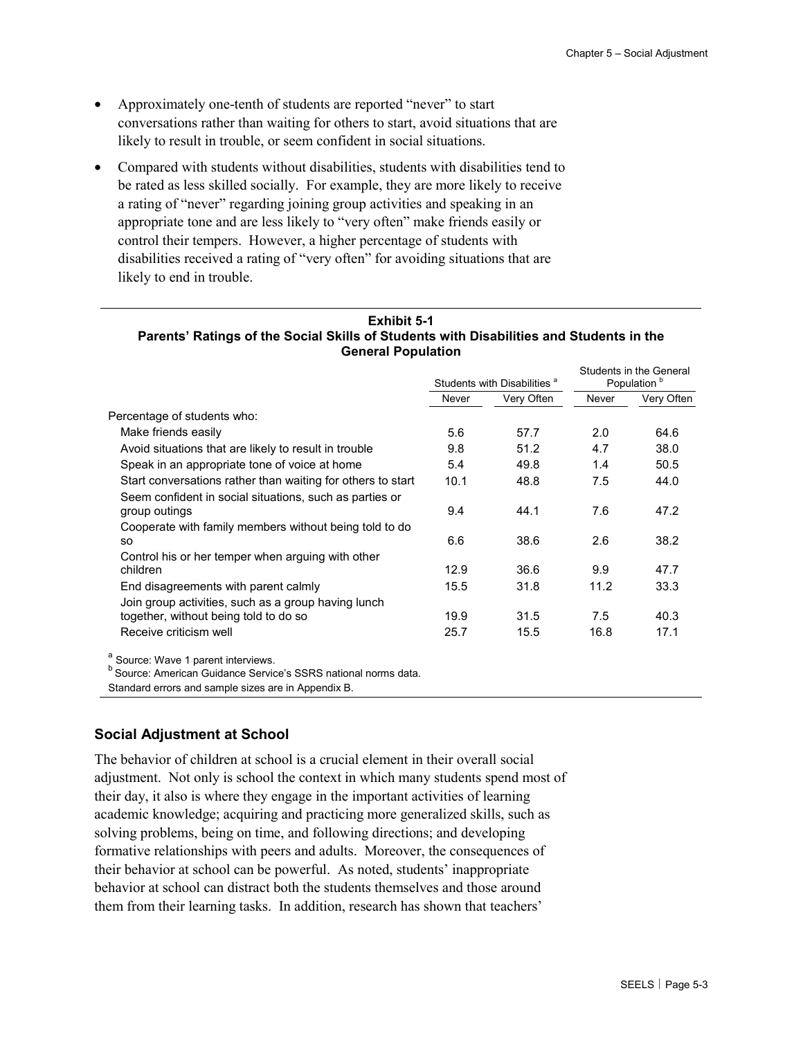- Approximately one-tenth of students are reported "never" to start conversations rather than waiting for others to start, avoid situations that are likely to result in trouble, or seem confident in social situations.
- Compared with students without disabilities, students with disabilities tend to be rated as less skilled socially. For example, they are more likely to receive a rating of "never" regarding joining group activities and speaking in an appropriate tone and are less likely to "very often" make friends easily or control their tempers. However, a higher percentage of students with disabilities received a rating of "very often" for avoiding situations that are likely to end in trouble.

**Exhibit 5-1**
**Parents' Ratings of the Social Skills of Students with Disabilities and Students in the General Population**

| | Students with Disabilities [a] | | Students in the General Population [b] | |
|---|---|---|---|---|
| | Never | Very Often | Never | Very Often |
| Percentage of students who: | | | | |
| Make friends easily | 5.6 | 57.7 | 2.0 | 64.6 |
| Avoid situations that are likely to result in trouble | 9.8 | 51.2 | 4.7 | 38.0 |
| Speak in an appropriate tone of voice at home | 5.4 | 49.8 | 1.4 | 50.5 |
| Start conversations rather than waiting for others to start | 10.1 | 48.8 | 7.5 | 44.0 |
| Seem confident in social situations, such as parties or group outings | 9.4 | 44.1 | 7.6 | 47.2 |
| Cooperate with family members without being told to do so | 6.6 | 38.6 | 2.6 | 38.2 |
| Control his or her temper when arguing with other children | 12.9 | 36.6 | 9.9 | 47.7 |
| End disagreements with parent calmly | 15.5 | 31.8 | 11.2 | 33.3 |
| Join group activities, such as a group having lunch together, without being told to do so | 19.9 | 31.5 | 7.5 | 40.3 |
| Receive criticism well | 25.7 | 15.5 | 16.8 | 17.1 |

[a] Source: Wave 1 parent interviews.
[b] Source: American Guidance Service's SSRS national norms data.
Standard errors and sample sizes are in Appendix B.

## Social Adjustment at School

The behavior of children at school is a crucial element in their overall social adjustment. Not only is school the context in which many students spend most of their day, it also is where they engage in the important activities of learning academic knowledge; acquiring and practicing more generalized skills, such as solving problems, being on time, and following directions; and developing formative relationships with peers and adults. Moreover, the consequences of their behavior at school can be powerful. As noted, students' inappropriate behavior at school can distract both the students themselves and those around them from their learning tasks. In addition, research has shown that teachers'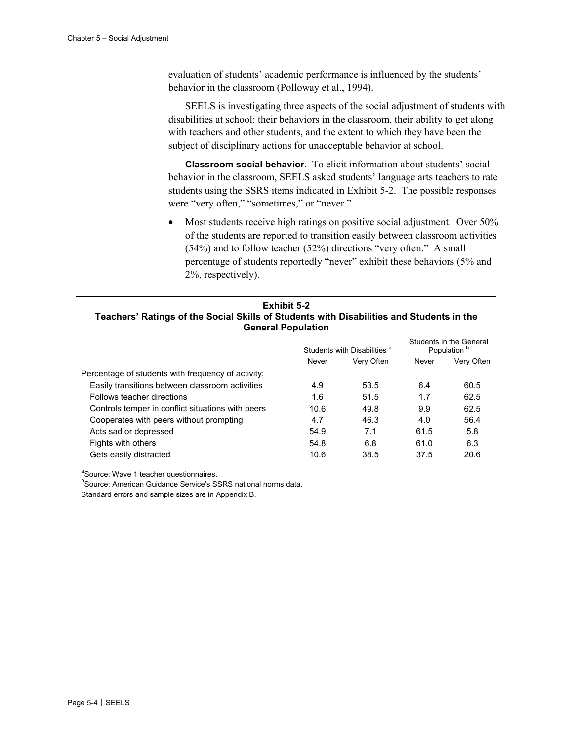evaluation of students' academic performance is influenced by the students' behavior in the classroom (Polloway et al., 1994).

SEELS is investigating three aspects of the social adjustment of students with disabilities at school: their behaviors in the classroom, their ability to get along with teachers and other students, and the extent to which they have been the subject of disciplinary actions for unacceptable behavior at school.

**Classroom social behavior.** To elicit information about students' social behavior in the classroom, SEELS asked students' language arts teachers to rate students using the SSRS items indicated in Exhibit 5-2. The possible responses were "very often," "sometimes," or "never."

- Most students receive high ratings on positive social adjustment. Over 50% of the students are reported to transition easily between classroom activities (54%) and to follow teacher (52%) directions "very often." A small percentage of students reportedly "never" exhibit these behaviors (5% and 2%, respectively).

**Exhibit 5-2**
**Teachers' Ratings of the Social Skills of Students with Disabilities and Students in the General Population**

| | Students with Disabilities [a] | | Students in the General Population [b] | |
|---|---|---|---|---|
| | Never | Very Often | Never | Very Often |
| Percentage of students with frequency of activity: | | | | |
| Easily transitions between classroom activities | 4.9 | 53.5 | 6.4 | 60.5 |
| Follows teacher directions | 1.6 | 51.5 | 1.7 | 62.5 |
| Controls temper in conflict situations with peers | 10.6 | 49.8 | 9.9 | 62.5 |
| Cooperates with peers without prompting | 4.7 | 46.3 | 4.0 | 56.4 |
| Acts sad or depressed | 54.9 | 7.1 | 61.5 | 5.8 |
| Fights with others | 54.8 | 6.8 | 61.0 | 6.3 |
| Gets easily distracted | 10.6 | 38.5 | 37.5 | 20.6 |

[a]Source: Wave 1 teacher questionnaires.
[b]Source: American Guidance Service's SSRS national norms data.
Standard errors and sample sizes are in Appendix B.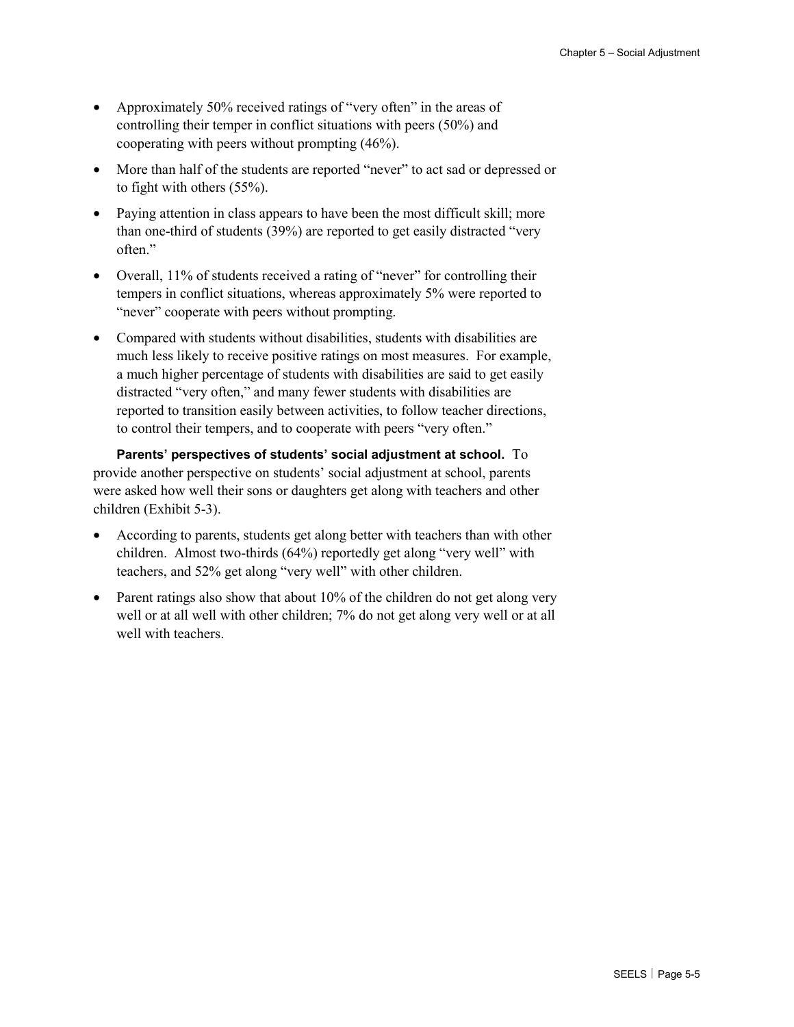- Approximately 50% received ratings of "very often" in the areas of controlling their temper in conflict situations with peers (50%) and cooperating with peers without prompting (46%).
- More than half of the students are reported "never" to act sad or depressed or to fight with others (55%).
- Paying attention in class appears to have been the most difficult skill; more than one-third of students (39%) are reported to get easily distracted "very often."
- Overall, 11% of students received a rating of "never" for controlling their tempers in conflict situations, whereas approximately 5% were reported to "never" cooperate with peers without prompting.
- Compared with students without disabilities, students with disabilities are much less likely to receive positive ratings on most measures. For example, a much higher percentage of students with disabilities are said to get easily distracted "very often," and many fewer students with disabilities are reported to transition easily between activities, to follow teacher directions, to control their tempers, and to cooperate with peers "very often."

**Parents' perspectives of students' social adjustment at school.** To provide another perspective on students' social adjustment at school, parents were asked how well their sons or daughters get along with teachers and other children (Exhibit 5-3).

- According to parents, students get along better with teachers than with other children. Almost two-thirds (64%) reportedly get along "very well" with teachers, and 52% get along "very well" with other children.
- Parent ratings also show that about 10% of the children do not get along very well or at all well with other children; 7% do not get along very well or at all well with teachers.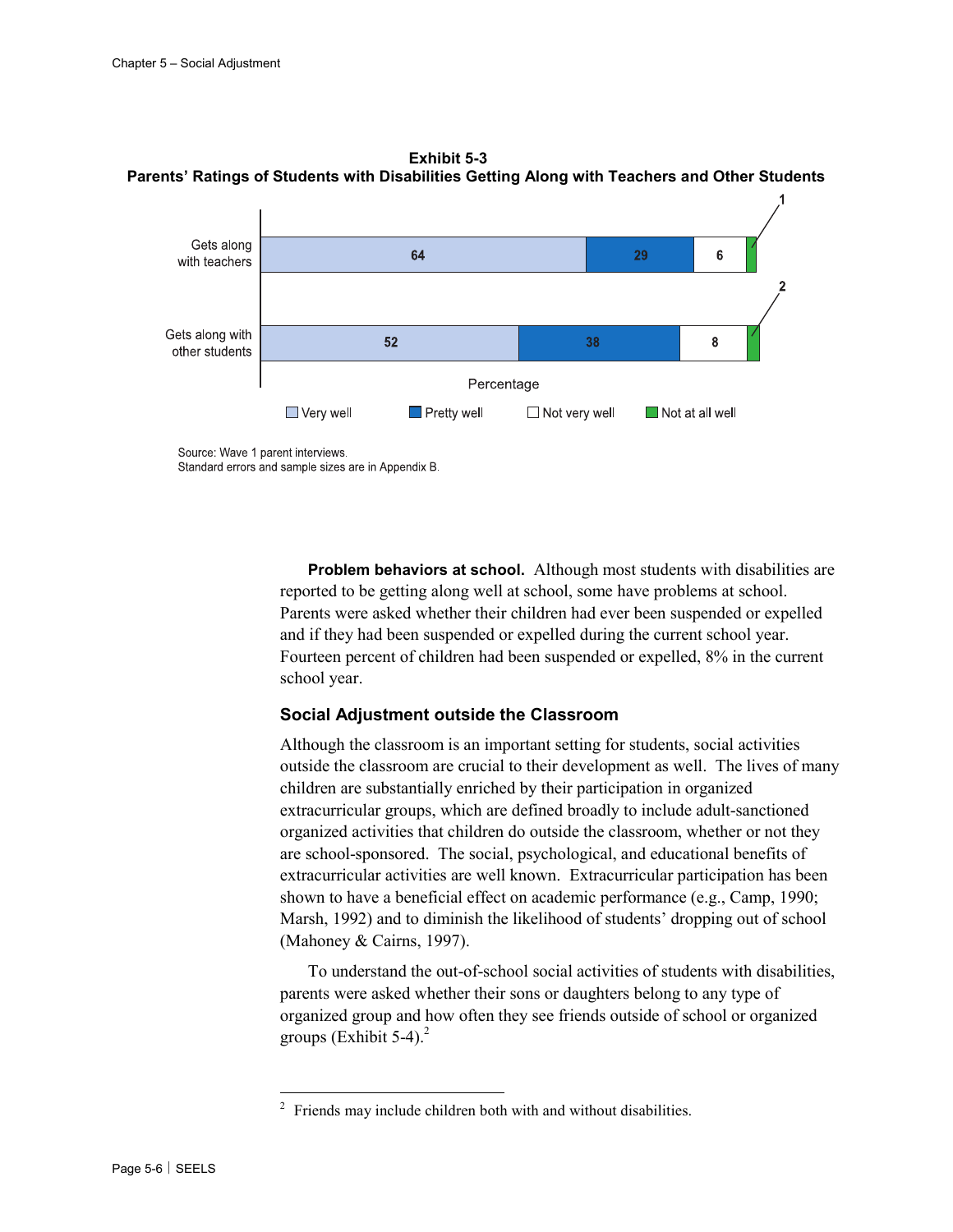**Exhibit 5-3**
**Parents' Ratings of Students with Disabilities Getting Along with Teachers and Other Students**

| | Very well | Pretty well | Not very well | Not at all well |
|---|---|---|---|---|
| Gets along with teachers | 64 | 29 | 6 | 1 |
| Gets along with other students | 52 | 38 | 8 | 2 |

Percentage

Source: Wave 1 parent interviews.
Standard errors and sample sizes are in Appendix B.

**Problem behaviors at school.** Although most students with disabilities are reported to be getting along well at school, some have problems at school. Parents were asked whether their children had ever been suspended or expelled and if they had been suspended or expelled during the current school year. Fourteen percent of children had been suspended or expelled, 8% in the current school year.

### Social Adjustment outside the Classroom

Although the classroom is an important setting for students, social activities outside the classroom are crucial to their development as well. The lives of many children are substantially enriched by their participation in organized extracurricular groups, which are defined broadly to include adult-sanctioned organized activities that children do outside the classroom, whether or not they are school-sponsored. The social, psychological, and educational benefits of extracurricular activities are well known. Extracurricular participation has been shown to have a beneficial effect on academic performance (e.g., Camp, 1990; Marsh, 1992) and to diminish the likelihood of students' dropping out of school (Mahoney & Cairns, 1997).

To understand the out-of-school social activities of students with disabilities, parents were asked whether their sons or daughters belong to any type of organized group and how often they see friends outside of school or organized groups (Exhibit 5-4).[2]

[2] Friends may include children both with and without disabilities.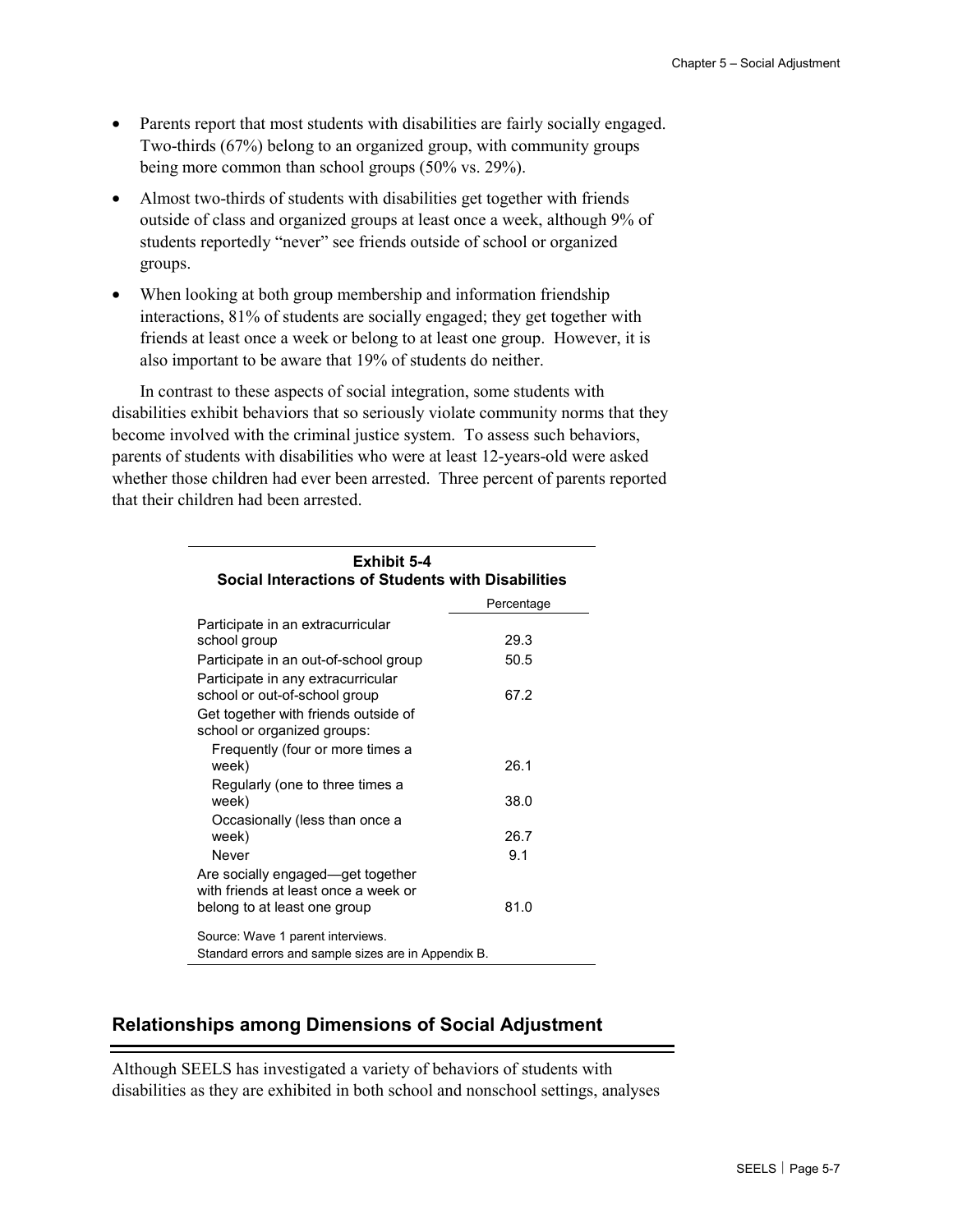- Parents report that most students with disabilities are fairly socially engaged. Two-thirds (67%) belong to an organized group, with community groups being more common than school groups (50% vs. 29%).
- Almost two-thirds of students with disabilities get together with friends outside of class and organized groups at least once a week, although 9% of students reportedly "never" see friends outside of school or organized groups.
- When looking at both group membership and information friendship interactions, 81% of students are socially engaged; they get together with friends at least once a week or belong to at least one group. However, it is also important to be aware that 19% of students do neither.

In contrast to these aspects of social integration, some students with disabilities exhibit behaviors that so seriously violate community norms that they become involved with the criminal justice system. To assess such behaviors, parents of students with disabilities who were at least 12-years-old were asked whether those children had ever been arrested. Three percent of parents reported that their children had been arrested.

**Exhibit 5-4**
**Social Interactions of Students with Disabilities**

| | Percentage |
|---|---|
| Participate in an extracurricular school group | 29.3 |
| Participate in an out-of-school group | 50.5 |
| Participate in any extracurricular school or out-of-school group | 67.2 |
| Get together with friends outside of school or organized groups: | |
| Frequently (four or more times a week) | 26.1 |
| Regularly (one to three times a week) | 38.0 |
| Occasionally (less than once a week) | 26.7 |
| Never | 9.1 |
| Are socially engaged—get together with friends at least once a week or belong to at least one group | 81.0 |

Source: Wave 1 parent interviews.
Standard errors and sample sizes are in Appendix B.

## Relationships among Dimensions of Social Adjustment

Although SEELS has investigated a variety of behaviors of students with disabilities as they are exhibited in both school and nonschool settings, analyses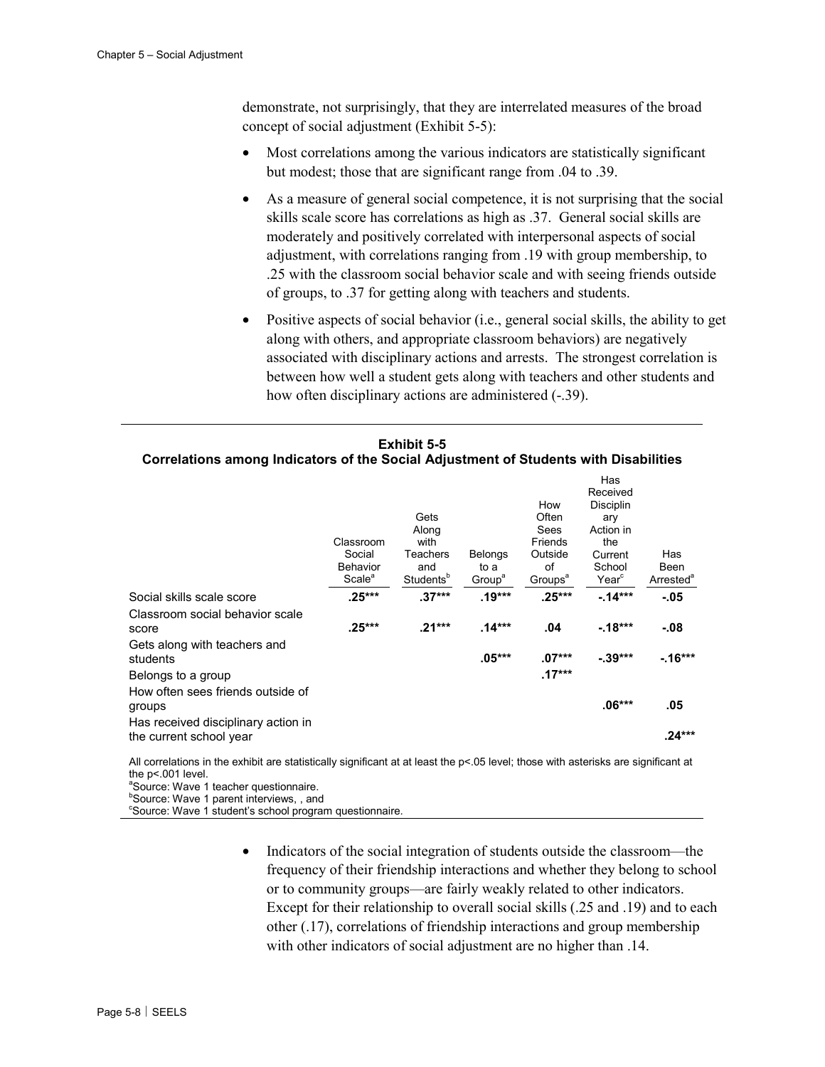demonstrate, not surprisingly, that they are interrelated measures of the broad concept of social adjustment (Exhibit 5-5):

- Most correlations among the various indicators are statistically significant but modest; those that are significant range from .04 to .39.
- As a measure of general social competence, it is not surprising that the social skills scale score has correlations as high as .37. General social skills are moderately and positively correlated with interpersonal aspects of social adjustment, with correlations ranging from .19 with group membership, to .25 with the classroom social behavior scale and with seeing friends outside of groups, to .37 for getting along with teachers and students.
- Positive aspects of social behavior (i.e., general social skills, the ability to get along with others, and appropriate classroom behaviors) are negatively associated with disciplinary actions and arrests. The strongest correlation is between how well a student gets along with teachers and other students and how often disciplinary actions are administered (-.39).

**Exhibit 5-5**
**Correlations among Indicators of the Social Adjustment of Students with Disabilities**

| | Classroom Social Behavior Scale[a] | Gets Along with Teachers and Students[b] | Belongs to a Group[a] | How Often Sees Friends Outside of Groups[a] | Has Received Disciplinary Action in the Current School Year[c] | Has Been Arrested[a] |
|---|---|---|---|---|---|---|
| Social skills scale score | **.25\*\*\*** | **.37\*\*\*** | **.19\*\*\*** | **.25\*\*\*** | **-.14\*\*\*** | **-.05** |
| Classroom social behavior scale score | **.25\*\*\*** | **.21\*\*\*** | **.14\*\*\*** | **.04** | **-.18\*\*\*** | **-.08** |
| Gets along with teachers and students | | | **.05\*\*\*** | **.07\*\*\*** | **-.39\*\*\*** | **-.16\*\*\*** |
| Belongs to a group | | | | **.17\*\*\*** | | |
| How often sees friends outside of groups | | | | | **.06\*\*\*** | **.05** |
| Has received disciplinary action in the current school year | | | | | | **.24\*\*\*** |

All correlations in the exhibit are statistically significant at at least the p<.05 level; those with asterisks are significant at the p<.001 level.
[a]Source: Wave 1 teacher questionnaire.
[b]Source: Wave 1 parent interviews, , and
[c]Source: Wave 1 student's school program questionnaire.

- Indicators of the social integration of students outside the classroom—the frequency of their friendship interactions and whether they belong to school or to community groups—are fairly weakly related to other indicators. Except for their relationship to overall social skills (.25 and .19) and to each other (.17), correlations of friendship interactions and group membership with other indicators of social adjustment are no higher than .14.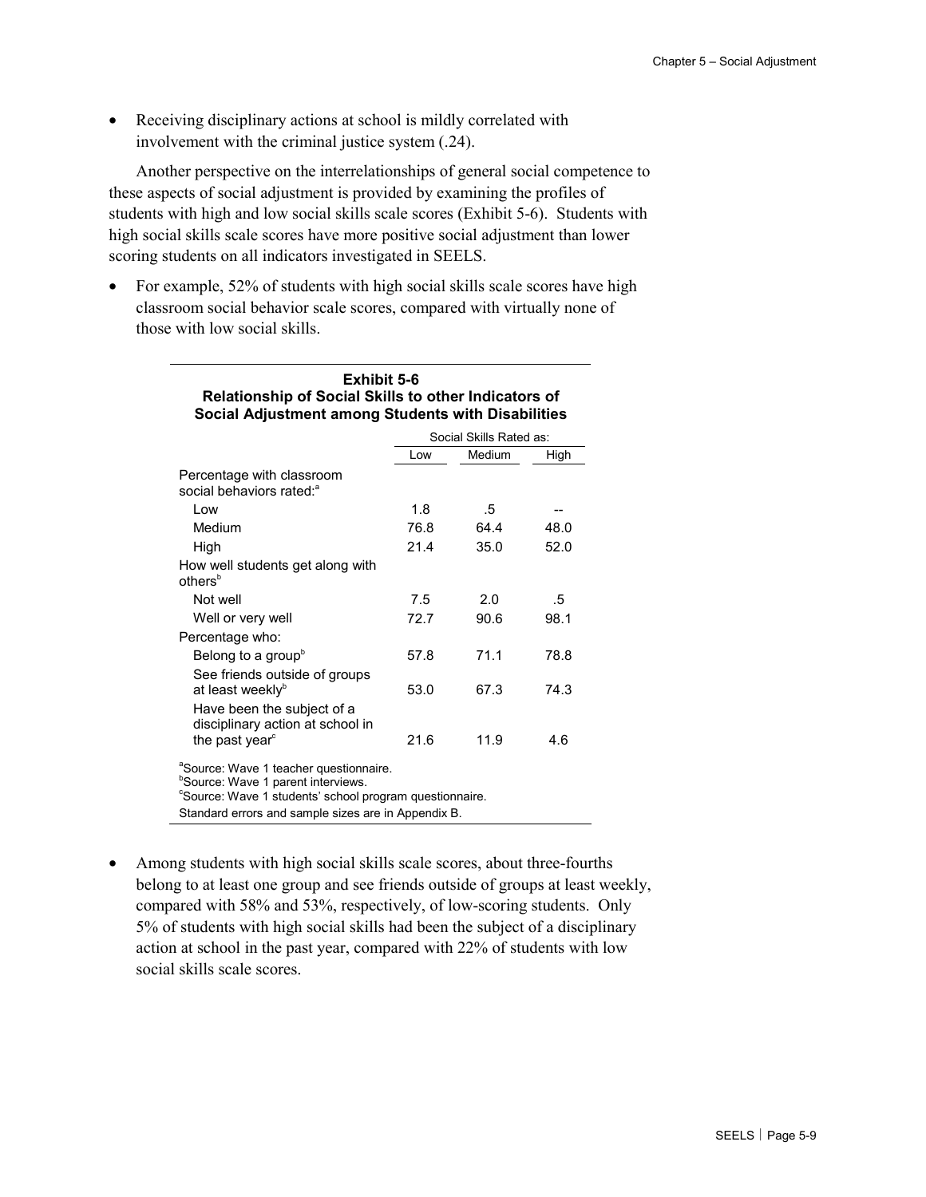- Receiving disciplinary actions at school is mildly correlated with involvement with the criminal justice system (.24).

Another perspective on the interrelationships of general social competence to these aspects of social adjustment is provided by examining the profiles of students with high and low social skills scale scores (Exhibit 5-6). Students with high social skills scale scores have more positive social adjustment than lower scoring students on all indicators investigated in SEELS.

- For example, 52% of students with high social skills scale scores have high classroom social behavior scale scores, compared with virtually none of those with low social skills.

**Exhibit 5-6**
**Relationship of Social Skills to other Indicators of Social Adjustment among Students with Disabilities**

| | Social Skills Rated as: | | |
|---|---|---|---|
| | Low | Medium | High |
| Percentage with classroom social behaviors rated:[a] | | | |
| Low | 1.8 | .5 | -- |
| Medium | 76.8 | 64.4 | 48.0 |
| High | 21.4 | 35.0 | 52.0 |
| How well students get along with others[b] | | | |
| Not well | 7.5 | 2.0 | .5 |
| Well or very well | 72.7 | 90.6 | 98.1 |
| Percentage who: | | | |
| Belong to a group[b] | 57.8 | 71.1 | 78.8 |
| See friends outside of groups at least weekly[b] | 53.0 | 67.3 | 74.3 |
| Have been the subject of a disciplinary action at school in the past year[c] | 21.6 | 11.9 | 4.6 |

[a]Source: Wave 1 teacher questionnaire.
[b]Source: Wave 1 parent interviews.
[c]Source: Wave 1 students' school program questionnaire.
Standard errors and sample sizes are in Appendix B.

- Among students with high social skills scale scores, about three-fourths belong to at least one group and see friends outside of groups at least weekly, compared with 58% and 53%, respectively, of low-scoring students. Only 5% of students with high social skills had been the subject of a disciplinary action at school in the past year, compared with 22% of students with low social skills scale scores.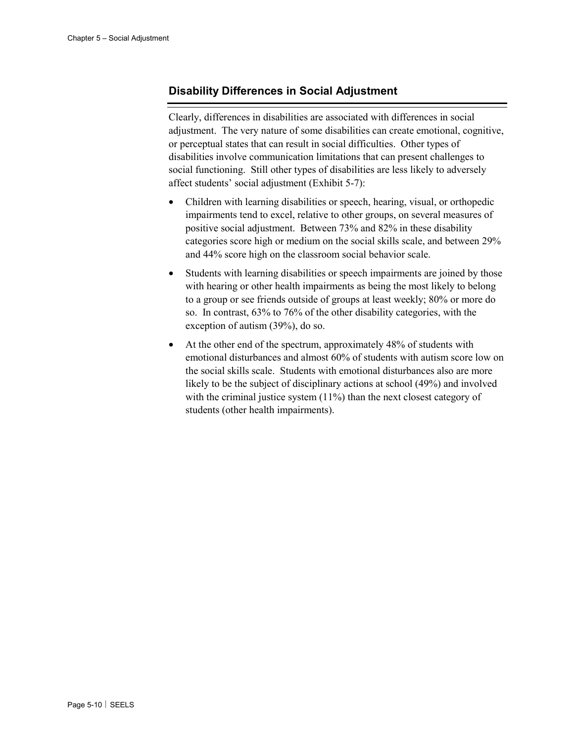## Disability Differences in Social Adjustment

Clearly, differences in disabilities are associated with differences in social adjustment. The very nature of some disabilities can create emotional, cognitive, or perceptual states that can result in social difficulties. Other types of disabilities involve communication limitations that can present challenges to social functioning. Still other types of disabilities are less likely to adversely affect students' social adjustment (Exhibit 5-7):

- Children with learning disabilities or speech, hearing, visual, or orthopedic impairments tend to excel, relative to other groups, on several measures of positive social adjustment. Between 73% and 82% in these disability categories score high or medium on the social skills scale, and between 29% and 44% score high on the classroom social behavior scale.
- Students with learning disabilities or speech impairments are joined by those with hearing or other health impairments as being the most likely to belong to a group or see friends outside of groups at least weekly; 80% or more do so. In contrast, 63% to 76% of the other disability categories, with the exception of autism (39%), do so.
- At the other end of the spectrum, approximately 48% of students with emotional disturbances and almost 60% of students with autism score low on the social skills scale. Students with emotional disturbances also are more likely to be the subject of disciplinary actions at school (49%) and involved with the criminal justice system (11%) than the next closest category of students (other health impairments).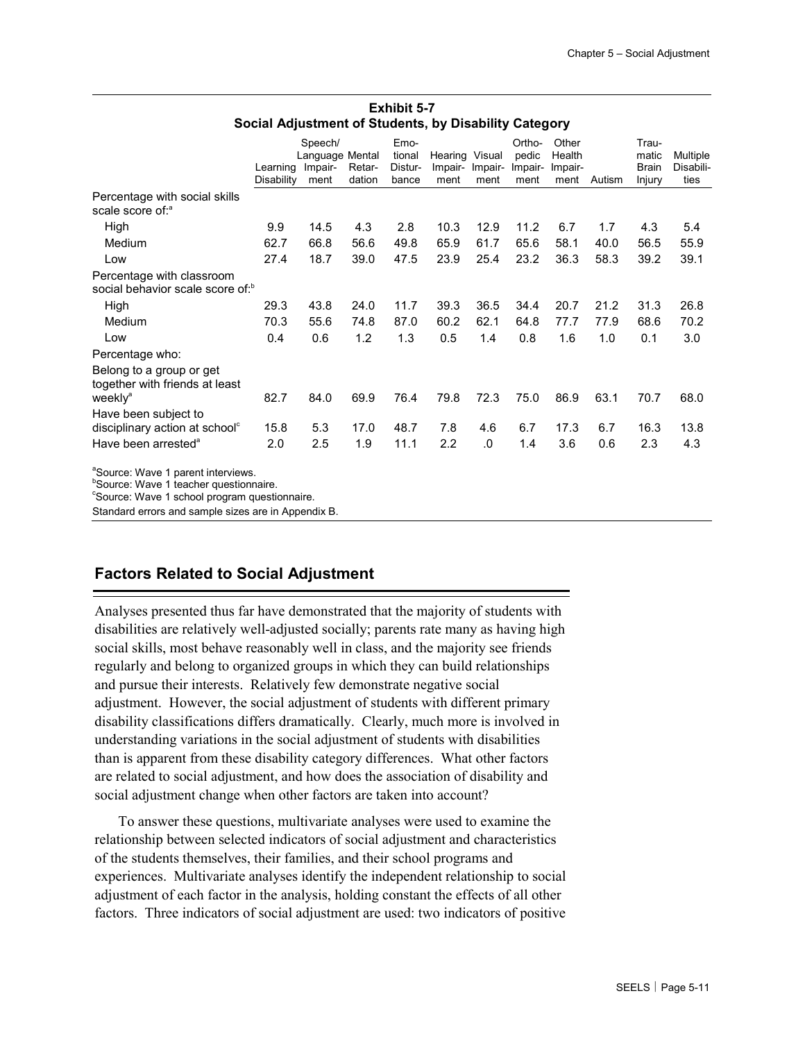**Exhibit 5-7**
**Social Adjustment of Students, by Disability Category**

| | Learning Disability | Speech/ Language Impair-ment | Mental Retar-dation | Emo-tional Distur-bance | Hearing Impair-ment | Visual Impair-ment | Ortho-pedic Impair-ment | Other Health Impair-ment | Autism | Trau-matic Brain Injury | Multiple Disabili-ties |
|---|---|---|---|---|---|---|---|---|---|---|---|
| Percentage with social skills scale score of:[a] | | | | | | | | | | | |
| High | 9.9 | 14.5 | 4.3 | 2.8 | 10.3 | 12.9 | 11.2 | 6.7 | 1.7 | 4.3 | 5.4 |
| Medium | 62.7 | 66.8 | 56.6 | 49.8 | 65.9 | 61.7 | 65.6 | 58.1 | 40.0 | 56.5 | 55.9 |
| Low | 27.4 | 18.7 | 39.0 | 47.5 | 23.9 | 25.4 | 23.2 | 36.3 | 58.3 | 39.2 | 39.1 |
| Percentage with classroom social behavior scale score of:[b] | | | | | | | | | | | |
| High | 29.3 | 43.8 | 24.0 | 11.7 | 39.3 | 36.5 | 34.4 | 20.7 | 21.2 | 31.3 | 26.8 |
| Medium | 70.3 | 55.6 | 74.8 | 87.0 | 60.2 | 62.1 | 64.8 | 77.7 | 77.9 | 68.6 | 70.2 |
| Low | 0.4 | 0.6 | 1.2 | 1.3 | 0.5 | 1.4 | 0.8 | 1.6 | 1.0 | 0.1 | 3.0 |
| Percentage who: | | | | | | | | | | | |
| Belong to a group or get together with friends at least weekly[a] | 82.7 | 84.0 | 69.9 | 76.4 | 79.8 | 72.3 | 75.0 | 86.9 | 63.1 | 70.7 | 68.0 |
| Have been subject to disciplinary action at school[c] | 15.8 | 5.3 | 17.0 | 48.7 | 7.8 | 4.6 | 6.7 | 17.3 | 6.7 | 16.3 | 13.8 |
| Have been arrested[a] | 2.0 | 2.5 | 1.9 | 11.1 | 2.2 | .0 | 1.4 | 3.6 | 0.6 | 2.3 | 4.3 |

[a]Source: Wave 1 parent interviews.
[b]Source: Wave 1 teacher questionnaire.
[c]Source: Wave 1 school program questionnaire.
Standard errors and sample sizes are in Appendix B.

## Factors Related to Social Adjustment

Analyses presented thus far have demonstrated that the majority of students with disabilities are relatively well-adjusted socially; parents rate many as having high social skills, most behave reasonably well in class, and the majority see friends regularly and belong to organized groups in which they can build relationships and pursue their interests. Relatively few demonstrate negative social adjustment. However, the social adjustment of students with different primary disability classifications differs dramatically. Clearly, much more is involved in understanding variations in the social adjustment of students with disabilities than is apparent from these disability category differences. What other factors are related to social adjustment, and how does the association of disability and social adjustment change when other factors are taken into account?

To answer these questions, multivariate analyses were used to examine the relationship between selected indicators of social adjustment and characteristics of the students themselves, their families, and their school programs and experiences. Multivariate analyses identify the independent relationship to social adjustment of each factor in the analysis, holding constant the effects of all other factors. Three indicators of social adjustment are used: two indicators of positive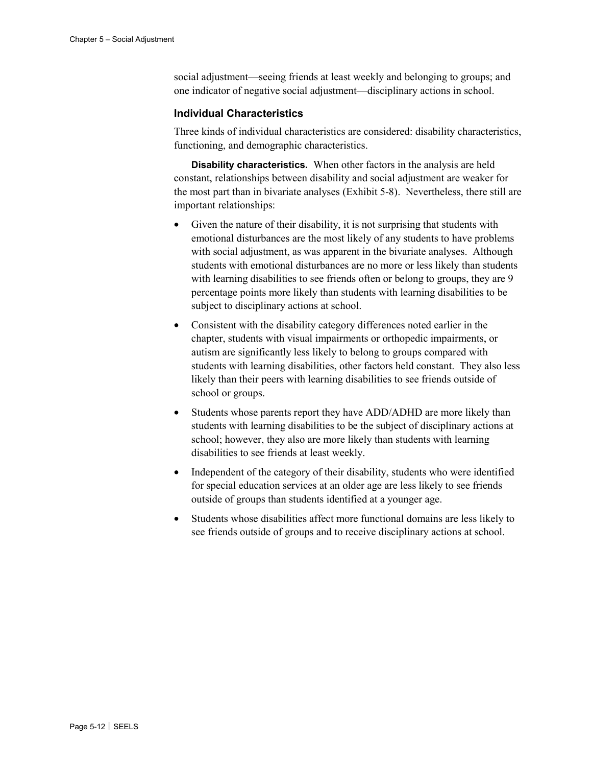social adjustment—seeing friends at least weekly and belonging to groups; and one indicator of negative social adjustment—disciplinary actions in school.

### Individual Characteristics

Three kinds of individual characteristics are considered: disability characteristics, functioning, and demographic characteristics.

**Disability characteristics.** When other factors in the analysis are held constant, relationships between disability and social adjustment are weaker for the most part than in bivariate analyses (Exhibit 5-8). Nevertheless, there still are important relationships:

- Given the nature of their disability, it is not surprising that students with emotional disturbances are the most likely of any students to have problems with social adjustment, as was apparent in the bivariate analyses. Although students with emotional disturbances are no more or less likely than students with learning disabilities to see friends often or belong to groups, they are 9 percentage points more likely than students with learning disabilities to be subject to disciplinary actions at school.
- Consistent with the disability category differences noted earlier in the chapter, students with visual impairments or orthopedic impairments, or autism are significantly less likely to belong to groups compared with students with learning disabilities, other factors held constant. They also less likely than their peers with learning disabilities to see friends outside of school or groups.
- Students whose parents report they have ADD/ADHD are more likely than students with learning disabilities to be the subject of disciplinary actions at school; however, they also are more likely than students with learning disabilities to see friends at least weekly.
- Independent of the category of their disability, students who were identified for special education services at an older age are less likely to see friends outside of groups than students identified at a younger age.
- Students whose disabilities affect more functional domains are less likely to see friends outside of groups and to receive disciplinary actions at school.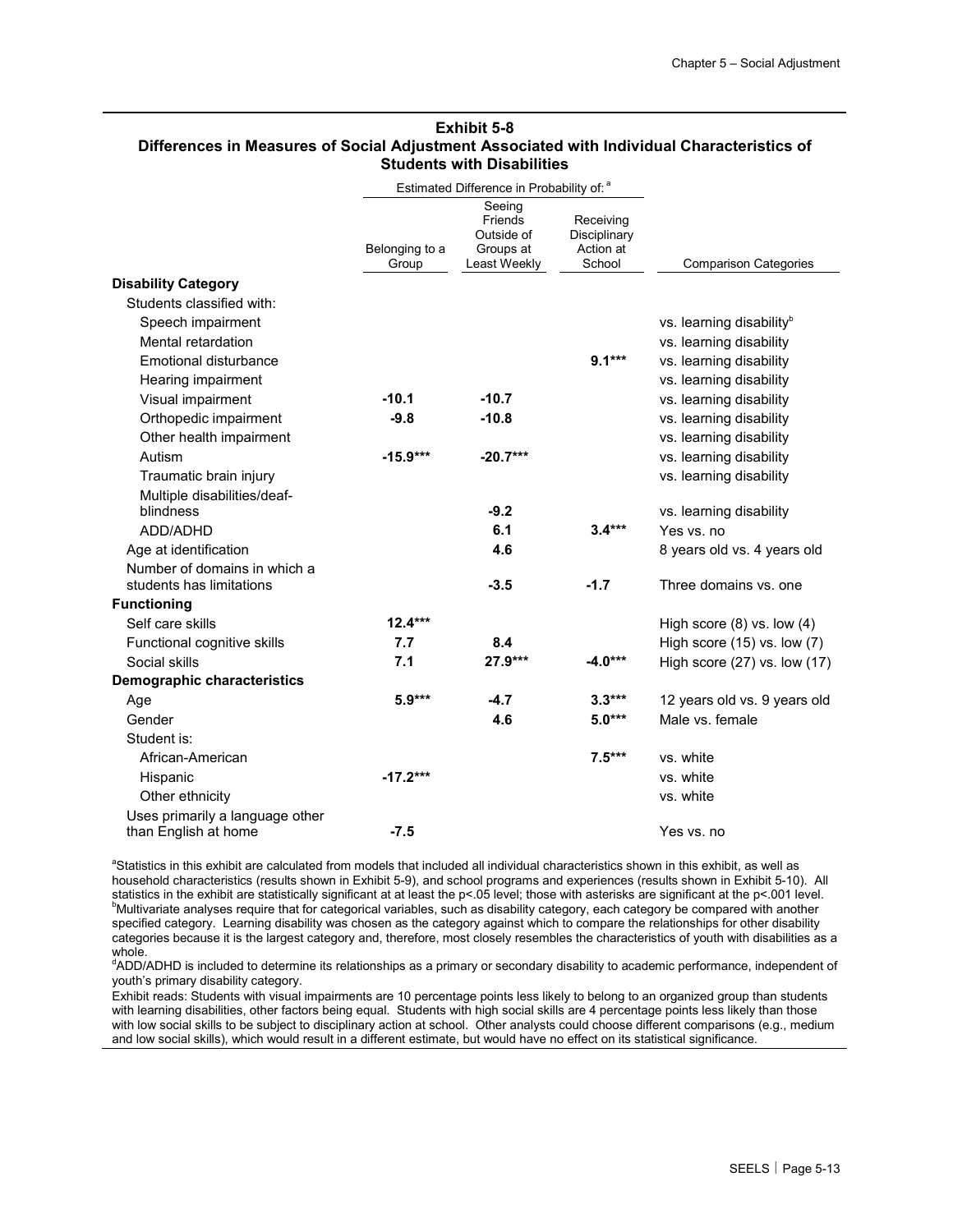**Exhibit 5-8**
**Differences in Measures of Social Adjustment Associated with Individual Characteristics of Students with Disabilities**

| | Estimated Difference in Probability of: [a] | | | |
|---|---|---|---|---|
| | Belonging to a Group | Seeing Friends Outside of Groups at Least Weekly | Receiving Disciplinary Action at School | Comparison Categories |
| **Disability Category** | | | | |
| Students classified with: | | | | |
| Speech impairment | | | | vs. learning disability[b] |
| Mental retardation | | | | vs. learning disability |
| Emotional disturbance | | | **9.1*** ** | vs. learning disability |
| Hearing impairment | | | | vs. learning disability |
| Visual impairment | **-10.1** | **-10.7** | | vs. learning disability |
| Orthopedic impairment | **-9.8** | **-10.8** | | vs. learning disability |
| Other health impairment | | | | vs. learning disability |
| Autism | **-15.9*** ** | **-20.7*** ** | | vs. learning disability |
| Traumatic brain injury | | | | vs. learning disability |
| Multiple disabilities/deaf-blindness | | **-9.2** | | vs. learning disability |
| ADD/ADHD | | **6.1** | **3.4*** ** | Yes vs. no |
| Age at identification | | **4.6** | | 8 years old vs. 4 years old |
| Number of domains in which a students has limitations | | **-3.5** | **-1.7** | Three domains vs. one |
| **Functioning** | | | | |
| Self care skills | **12.4*** ** | | | High score (8) vs. low (4) |
| Functional cognitive skills | **7.7** | **8.4** | | High score (15) vs. low (7) |
| Social skills | **7.1** | **27.9*** ** | **-4.0*** ** | High score (27) vs. low (17) |
| **Demographic characteristics** | | | | |
| Age | **5.9*** ** | **-4.7** | **3.3*** ** | 12 years old vs. 9 years old |
| Gender | | **4.6** | **5.0*** ** | Male vs. female |
| Student is: | | | | |
| African-American | | | **7.5*** ** | vs. white |
| Hispanic | **-17.2*** ** | | | vs. white |
| Other ethnicity | | | | vs. white |
| Uses primarily a language other than English at home | **-7.5** | | | Yes vs. no |

[a]Statistics in this exhibit are calculated from models that included all individual characteristics shown in this exhibit, as well as household characteristics (results shown in Exhibit 5-9), and school programs and experiences (results shown in Exhibit 5-10). All statistics in the exhibit are statistically significant at at least the p<.05 level; those with asterisks are significant at the p<.001 level.
[b]Multivariate analyses require that for categorical variables, such as disability category, each category be compared with another specified category. Learning disability was chosen as the category against which to compare the relationships for other disability categories because it is the largest category and, therefore, most closely resembles the characteristics of youth with disabilities as a whole.
[d]ADD/ADHD is included to determine its relationships as a primary or secondary disability to academic performance, independent of youth's primary disability category.
Exhibit reads: Students with visual impairments are 10 percentage points less likely to belong to an organized group than students with learning disabilities, other factors being equal. Students with high social skills are 4 percentage points less likely than those with low social skills to be subject to disciplinary action at school. Other analysts could choose different comparisons (e.g., medium and low social skills), which would result in a different estimate, but would have no effect on its statistical significance.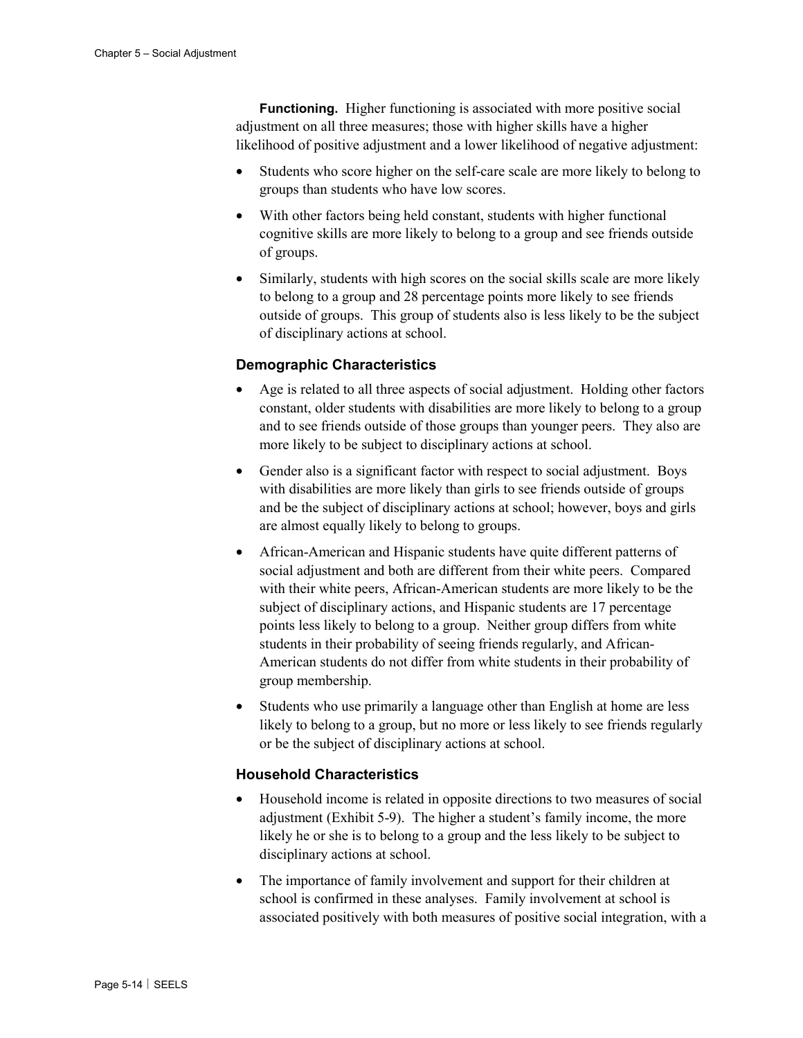**Functioning.** Higher functioning is associated with more positive social adjustment on all three measures; those with higher skills have a higher likelihood of positive adjustment and a lower likelihood of negative adjustment:

- Students who score higher on the self-care scale are more likely to belong to groups than students who have low scores.
- With other factors being held constant, students with higher functional cognitive skills are more likely to belong to a group and see friends outside of groups.
- Similarly, students with high scores on the social skills scale are more likely to belong to a group and 28 percentage points more likely to see friends outside of groups. This group of students also is less likely to be the subject of disciplinary actions at school.

### Demographic Characteristics

- Age is related to all three aspects of social adjustment. Holding other factors constant, older students with disabilities are more likely to belong to a group and to see friends outside of those groups than younger peers. They also are more likely to be subject to disciplinary actions at school.
- Gender also is a significant factor with respect to social adjustment. Boys with disabilities are more likely than girls to see friends outside of groups and be the subject of disciplinary actions at school; however, boys and girls are almost equally likely to belong to groups.
- African-American and Hispanic students have quite different patterns of social adjustment and both are different from their white peers. Compared with their white peers, African-American students are more likely to be the subject of disciplinary actions, and Hispanic students are 17 percentage points less likely to belong to a group. Neither group differs from white students in their probability of seeing friends regularly, and African-American students do not differ from white students in their probability of group membership.
- Students who use primarily a language other than English at home are less likely to belong to a group, but no more or less likely to see friends regularly or be the subject of disciplinary actions at school.

### Household Characteristics

- Household income is related in opposite directions to two measures of social adjustment (Exhibit 5-9). The higher a student's family income, the more likely he or she is to belong to a group and the less likely to be subject to disciplinary actions at school.
- The importance of family involvement and support for their children at school is confirmed in these analyses. Family involvement at school is associated positively with both measures of positive social integration, with a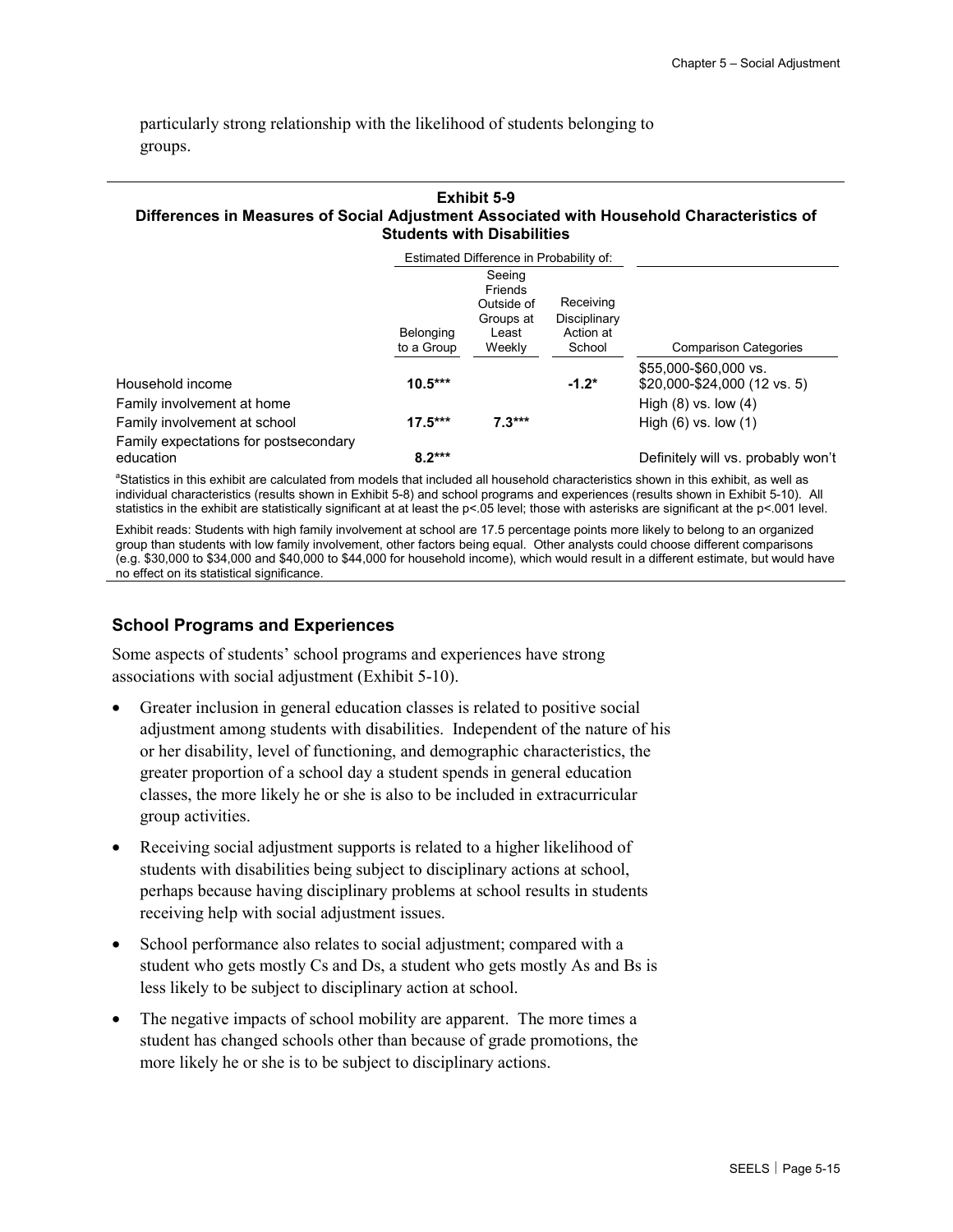particularly strong relationship with the likelihood of students belonging to groups.

**Exhibit 5-9**
**Differences in Measures of Social Adjustment Associated with Household Characteristics of Students with Disabilities**

| | Estimated Difference in Probability of: | | | |
|---|---|---|---|---|
| | Belonging to a Group | Seeing Friends Outside of Groups at Least Weekly | Receiving Disciplinary Action at School | Comparison Categories |
| Household income | **10.5*** ** | | **-1.2*** | $55,000-$60,000 vs. $20,000-$24,000 (12 vs. 5) |
| Family involvement at home | | | | High (8) vs. low (4) |
| Family involvement at school | **17.5*** ** | **7.3*** ** | | High (6) vs. low (1) |
| Family expectations for postsecondary education | **8.2*** ** | | | Definitely will vs. probably won't |

[a]Statistics in this exhibit are calculated from models that included all household characteristics shown in this exhibit, as well as individual characteristics (results shown in Exhibit 5-8) and school programs and experiences (results shown in Exhibit 5-10). All statistics in the exhibit are statistically significant at at least the p<.05 level; those with asterisks are significant at the p<.001 level.

Exhibit reads: Students with high family involvement at school are 17.5 percentage points more likely to belong to an organized group than students with low family involvement, other factors being equal. Other analysts could choose different comparisons (e.g. $30,000 to $34,000 and $40,000 to $44,000 for household income), which would result in a different estimate, but would have no effect on its statistical significance.

### School Programs and Experiences

Some aspects of students' school programs and experiences have strong associations with social adjustment (Exhibit 5-10).

- Greater inclusion in general education classes is related to positive social adjustment among students with disabilities. Independent of the nature of his or her disability, level of functioning, and demographic characteristics, the greater proportion of a school day a student spends in general education classes, the more likely he or she is also to be included in extracurricular group activities.
- Receiving social adjustment supports is related to a higher likelihood of students with disabilities being subject to disciplinary actions at school, perhaps because having disciplinary problems at school results in students receiving help with social adjustment issues.
- School performance also relates to social adjustment; compared with a student who gets mostly Cs and Ds, a student who gets mostly As and Bs is less likely to be subject to disciplinary action at school.
- The negative impacts of school mobility are apparent. The more times a student has changed schools other than because of grade promotions, the more likely he or she is to be subject to disciplinary actions.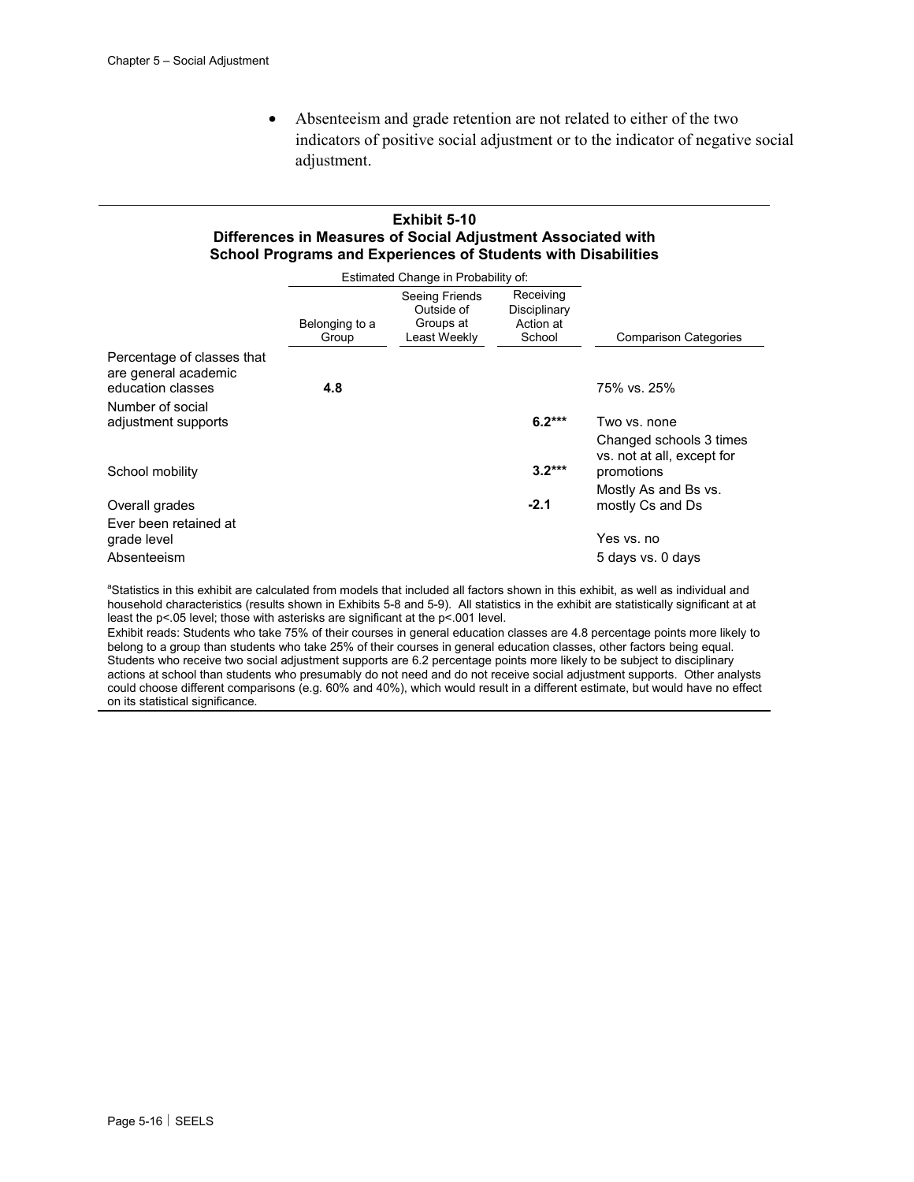- Absenteeism and grade retention are not related to either of the two indicators of positive social adjustment or to the indicator of negative social adjustment.

**Exhibit 5-10**
**Differences in Measures of Social Adjustment Associated with School Programs and Experiences of Students with Disabilities**

| | Estimated Change in Probability of: | | | |
|---|---|---|---|---|
| | Belonging to a Group | Seeing Friends Outside of Groups at Least Weekly | Receiving Disciplinary Action at School | Comparison Categories |
| Percentage of classes that are general academic education classes | **4.8** | | | 75% vs. 25% |
| Number of social adjustment supports | | | **6.2*** ** | Two vs. none |
| School mobility | | | **3.2*** ** | Changed schools 3 times vs. not at all, except for promotions |
| Overall grades | | | **-2.1** | Mostly As and Bs vs. mostly Cs and Ds |
| Ever been retained at grade level | | | | Yes vs. no |
| Absenteeism | | | | 5 days vs. 0 days |

[a]Statistics in this exhibit are calculated from models that included all factors shown in this exhibit, as well as individual and household characteristics (results shown in Exhibits 5-8 and 5-9). All statistics in the exhibit are statistically significant at at least the p<.05 level; those with asterisks are significant at the p<.001 level.
Exhibit reads: Students who take 75% of their courses in general education classes are 4.8 percentage points more likely to belong to a group than students who take 25% of their courses in general education classes, other factors being equal. Students who receive two social adjustment supports are 6.2 percentage points more likely to be subject to disciplinary actions at school than students who presumably do not need and do not receive social adjustment supports. Other analysts could choose different comparisons (e.g. 60% and 40%), which would result in a different estimate, but would have no effect on its statistical significance.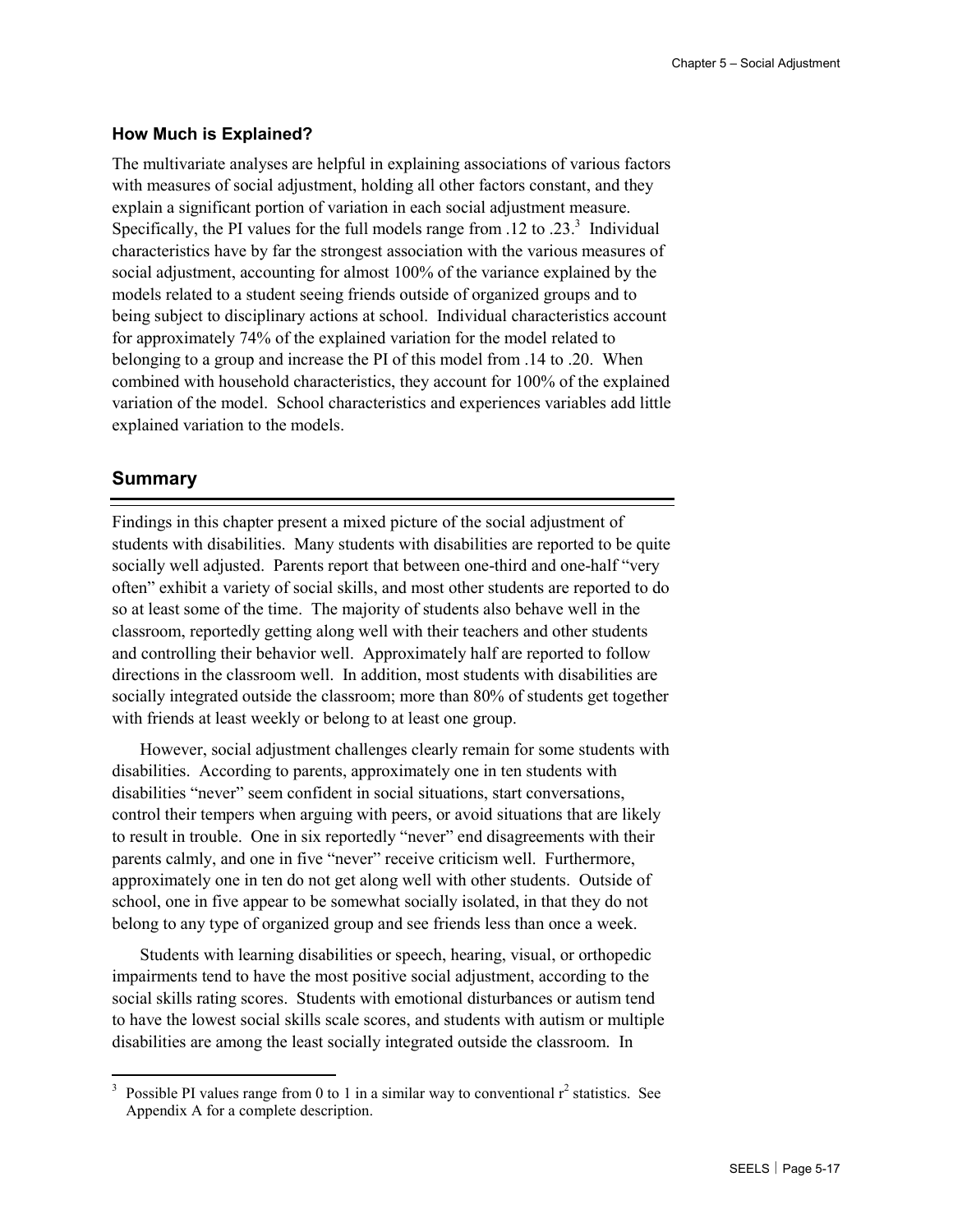### How Much is Explained?

The multivariate analyses are helpful in explaining associations of various factors with measures of social adjustment, holding all other factors constant, and they explain a significant portion of variation in each social adjustment measure. Specifically, the PI values for the full models range from .12 to .23.[3] Individual characteristics have by far the strongest association with the various measures of social adjustment, accounting for almost 100% of the variance explained by the models related to a student seeing friends outside of organized groups and to being subject to disciplinary actions at school. Individual characteristics account for approximately 74% of the explained variation for the model related to belonging to a group and increase the PI of this model from .14 to .20. When combined with household characteristics, they account for 100% of the explained variation of the model. School characteristics and experiences variables add little explained variation to the models.

## Summary

Findings in this chapter present a mixed picture of the social adjustment of students with disabilities. Many students with disabilities are reported to be quite socially well adjusted. Parents report that between one-third and one-half "very often" exhibit a variety of social skills, and most other students are reported to do so at least some of the time. The majority of students also behave well in the classroom, reportedly getting along well with their teachers and other students and controlling their behavior well. Approximately half are reported to follow directions in the classroom well. In addition, most students with disabilities are socially integrated outside the classroom; more than 80% of students get together with friends at least weekly or belong to at least one group.

However, social adjustment challenges clearly remain for some students with disabilities. According to parents, approximately one in ten students with disabilities "never" seem confident in social situations, start conversations, control their tempers when arguing with peers, or avoid situations that are likely to result in trouble. One in six reportedly "never" end disagreements with their parents calmly, and one in five "never" receive criticism well. Furthermore, approximately one in ten do not get along well with other students. Outside of school, one in five appear to be somewhat socially isolated, in that they do not belong to any type of organized group and see friends less than once a week.

Students with learning disabilities or speech, hearing, visual, or orthopedic impairments tend to have the most positive social adjustment, according to the social skills rating scores. Students with emotional disturbances or autism tend to have the lowest social skills scale scores, and students with autism or multiple disabilities are among the least socially integrated outside the classroom. In

---

[3] Possible PI values range from 0 to 1 in a similar way to conventional $r^2$ statistics. See Appendix A for a complete description.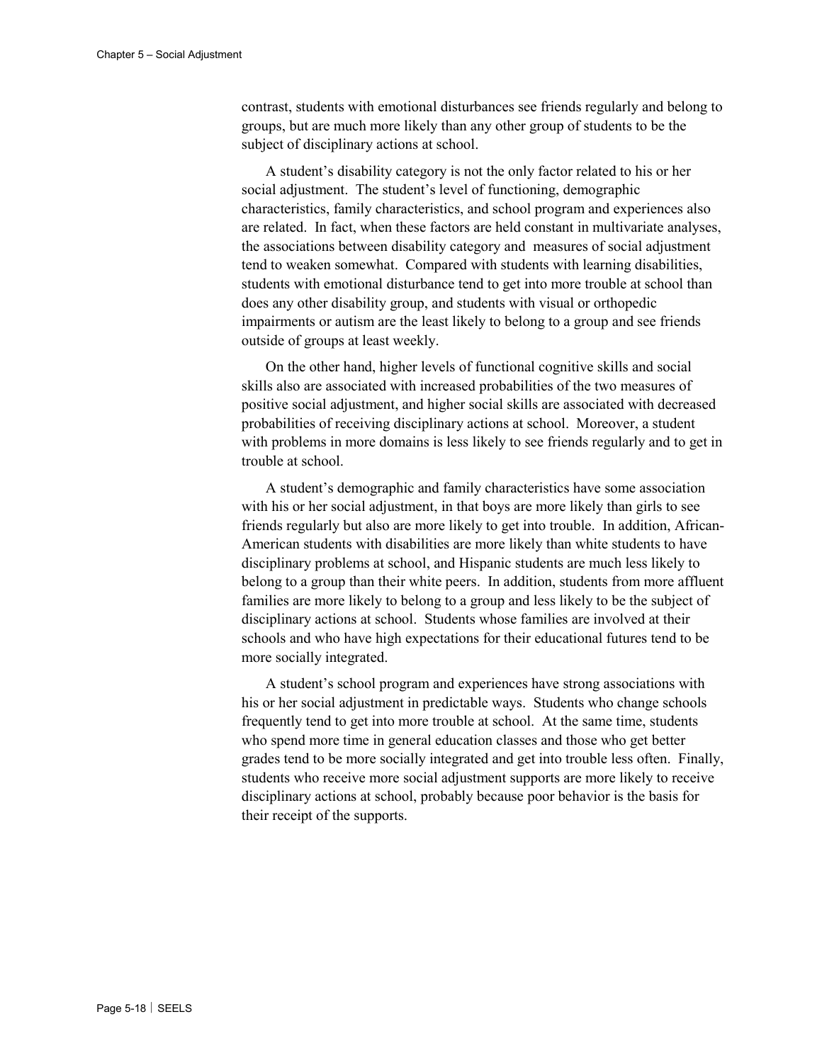contrast, students with emotional disturbances see friends regularly and belong to groups, but are much more likely than any other group of students to be the subject of disciplinary actions at school.

A student's disability category is not the only factor related to his or her social adjustment. The student's level of functioning, demographic characteristics, family characteristics, and school program and experiences also are related. In fact, when these factors are held constant in multivariate analyses, the associations between disability category and measures of social adjustment tend to weaken somewhat. Compared with students with learning disabilities, students with emotional disturbance tend to get into more trouble at school than does any other disability group, and students with visual or orthopedic impairments or autism are the least likely to belong to a group and see friends outside of groups at least weekly.

On the other hand, higher levels of functional cognitive skills and social skills also are associated with increased probabilities of the two measures of positive social adjustment, and higher social skills are associated with decreased probabilities of receiving disciplinary actions at school. Moreover, a student with problems in more domains is less likely to see friends regularly and to get in trouble at school.

A student's demographic and family characteristics have some association with his or her social adjustment, in that boys are more likely than girls to see friends regularly but also are more likely to get into trouble. In addition, African-American students with disabilities are more likely than white students to have disciplinary problems at school, and Hispanic students are much less likely to belong to a group than their white peers. In addition, students from more affluent families are more likely to belong to a group and less likely to be the subject of disciplinary actions at school. Students whose families are involved at their schools and who have high expectations for their educational futures tend to be more socially integrated.

A student's school program and experiences have strong associations with his or her social adjustment in predictable ways. Students who change schools frequently tend to get into more trouble at school. At the same time, students who spend more time in general education classes and those who get better grades tend to be more socially integrated and get into trouble less often. Finally, students who receive more social adjustment supports are more likely to receive disciplinary actions at school, probably because poor behavior is the basis for their receipt of the supports.